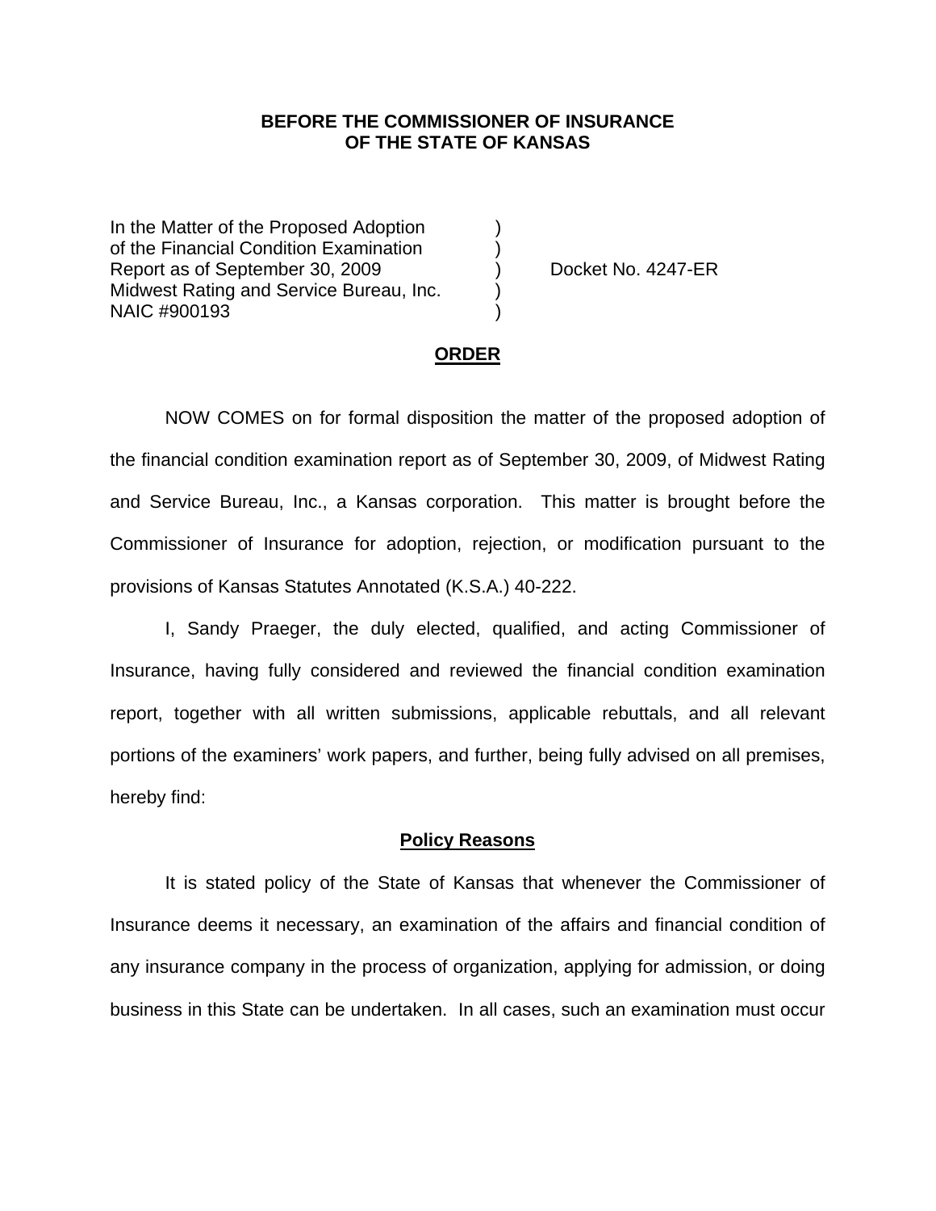**BEFORE THE COMMISSIONER OF INSURANCE**
**OF THE STATE OF KANSAS**

| | | |
|---|---|---|
| In the Matter of the Proposed Adoption | ) | |
| of the Financial Condition Examination | ) | |
| Report as of September 30, 2009 | ) | Docket No. 4247-ER |
| Midwest Rating and Service Bureau, Inc. | ) | |
| NAIC #900193 | ) | |

**ORDER**

NOW COMES on for formal disposition the matter of the proposed adoption of the financial condition examination report as of September 30, 2009, of Midwest Rating and Service Bureau, Inc., a Kansas corporation. This matter is brought before the Commissioner of Insurance for adoption, rejection, or modification pursuant to the provisions of Kansas Statutes Annotated (K.S.A.) 40-222.

I, Sandy Praeger, the duly elected, qualified, and acting Commissioner of Insurance, having fully considered and reviewed the financial condition examination report, together with all written submissions, applicable rebuttals, and all relevant portions of the examiners' work papers, and further, being fully advised on all premises, hereby find:

**Policy Reasons**

It is stated policy of the State of Kansas that whenever the Commissioner of Insurance deems it necessary, an examination of the affairs and financial condition of any insurance company in the process of organization, applying for admission, or doing business in this State can be undertaken. In all cases, such an examination must occur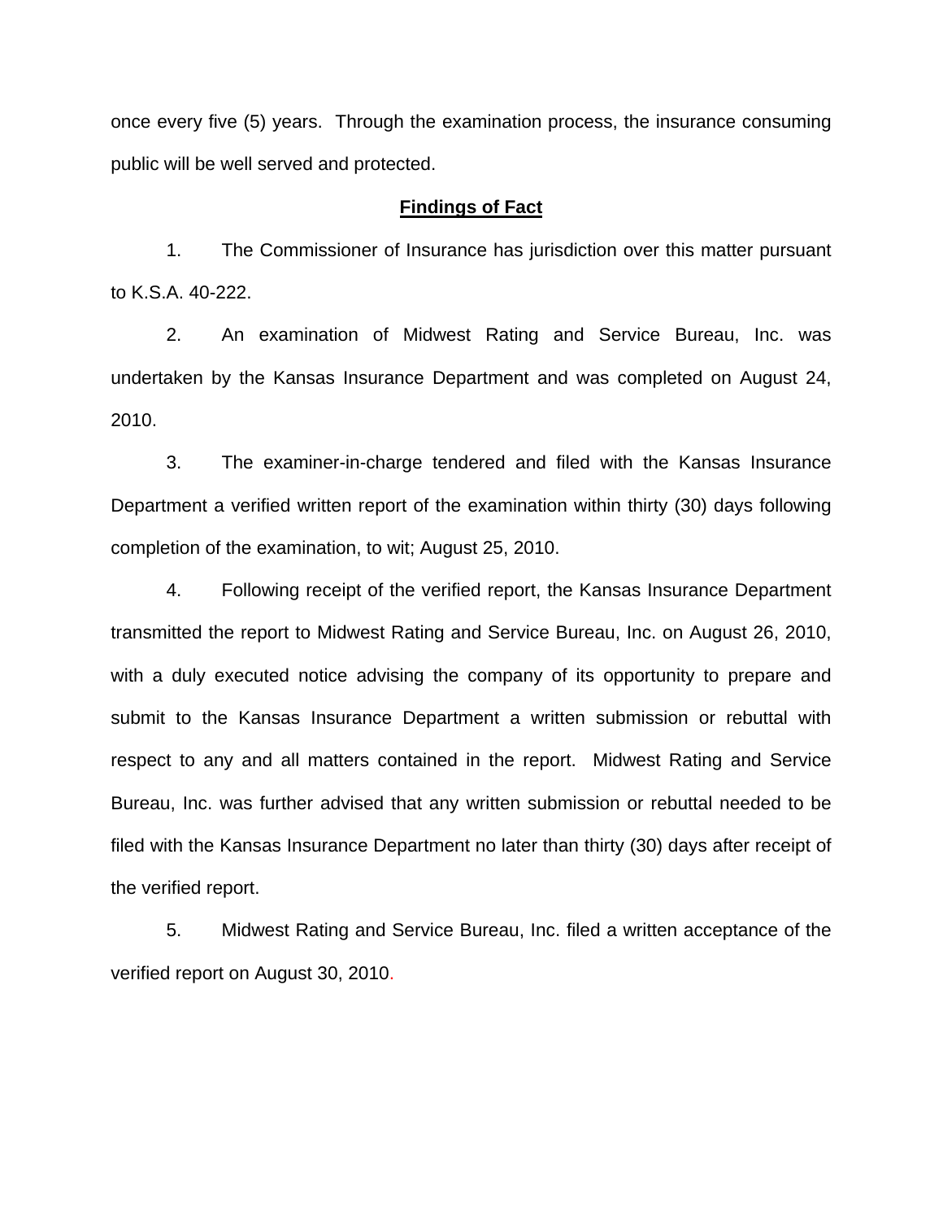once every five (5) years. Through the examination process, the insurance consuming public will be well served and protected.

## **Findings of Fact**

1. The Commissioner of Insurance has jurisdiction over this matter pursuant to K.S.A. 40-222.

2. An examination of Midwest Rating and Service Bureau, Inc. was undertaken by the Kansas Insurance Department and was completed on August 24, 2010.

3. The examiner-in-charge tendered and filed with the Kansas Insurance Department a verified written report of the examination within thirty (30) days following completion of the examination, to wit; August 25, 2010.

4. Following receipt of the verified report, the Kansas Insurance Department transmitted the report to Midwest Rating and Service Bureau, Inc. on August 26, 2010, with a duly executed notice advising the company of its opportunity to prepare and submit to the Kansas Insurance Department a written submission or rebuttal with respect to any and all matters contained in the report. Midwest Rating and Service Bureau, Inc. was further advised that any written submission or rebuttal needed to be filed with the Kansas Insurance Department no later than thirty (30) days after receipt of the verified report.

5. Midwest Rating and Service Bureau, Inc. filed a written acceptance of the verified report on August 30, 2010.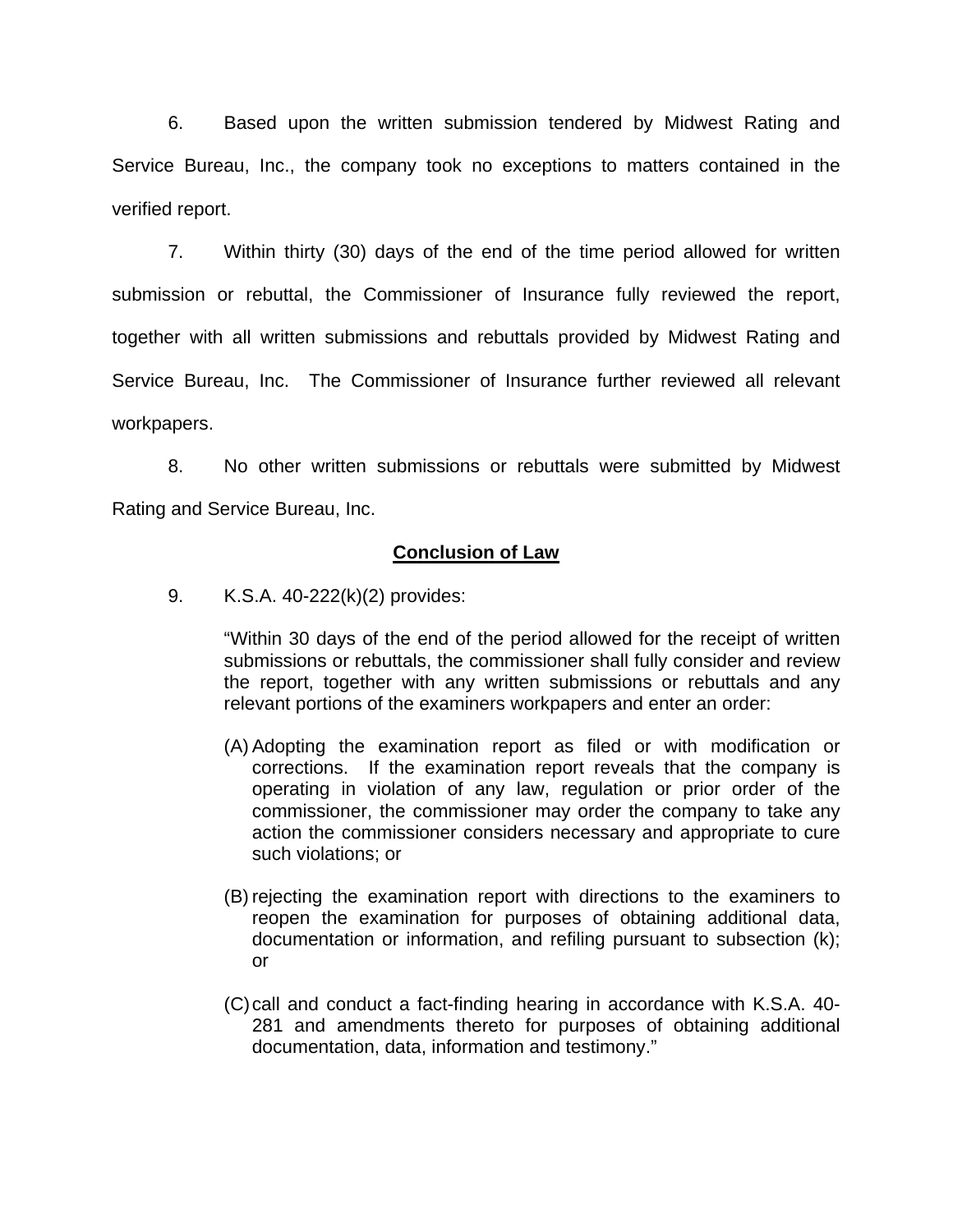6. Based upon the written submission tendered by Midwest Rating and Service Bureau, Inc., the company took no exceptions to matters contained in the verified report.

7. Within thirty (30) days of the end of the time period allowed for written submission or rebuttal, the Commissioner of Insurance fully reviewed the report, together with all written submissions and rebuttals provided by Midwest Rating and Service Bureau, Inc. The Commissioner of Insurance further reviewed all relevant workpapers.

8. No other written submissions or rebuttals were submitted by Midwest Rating and Service Bureau, Inc.

## **Conclusion of Law**

9. K.S.A. 40-222(k)(2) provides:

> "Within 30 days of the end of the period allowed for the receipt of written submissions or rebuttals, the commissioner shall fully consider and review the report, together with any written submissions or rebuttals and any relevant portions of the examiners workpapers and enter an order:
>
> (A) Adopting the examination report as filed or with modification or corrections. If the examination report reveals that the company is operating in violation of any law, regulation or prior order of the commissioner, the commissioner may order the company to take any action the commissioner considers necessary and appropriate to cure such violations; or
>
> (B) rejecting the examination report with directions to the examiners to reopen the examination for purposes of obtaining additional data, documentation or information, and refiling pursuant to subsection (k); or
>
> (C) call and conduct a fact-finding hearing in accordance with K.S.A. 40-281 and amendments thereto for purposes of obtaining additional documentation, data, information and testimony."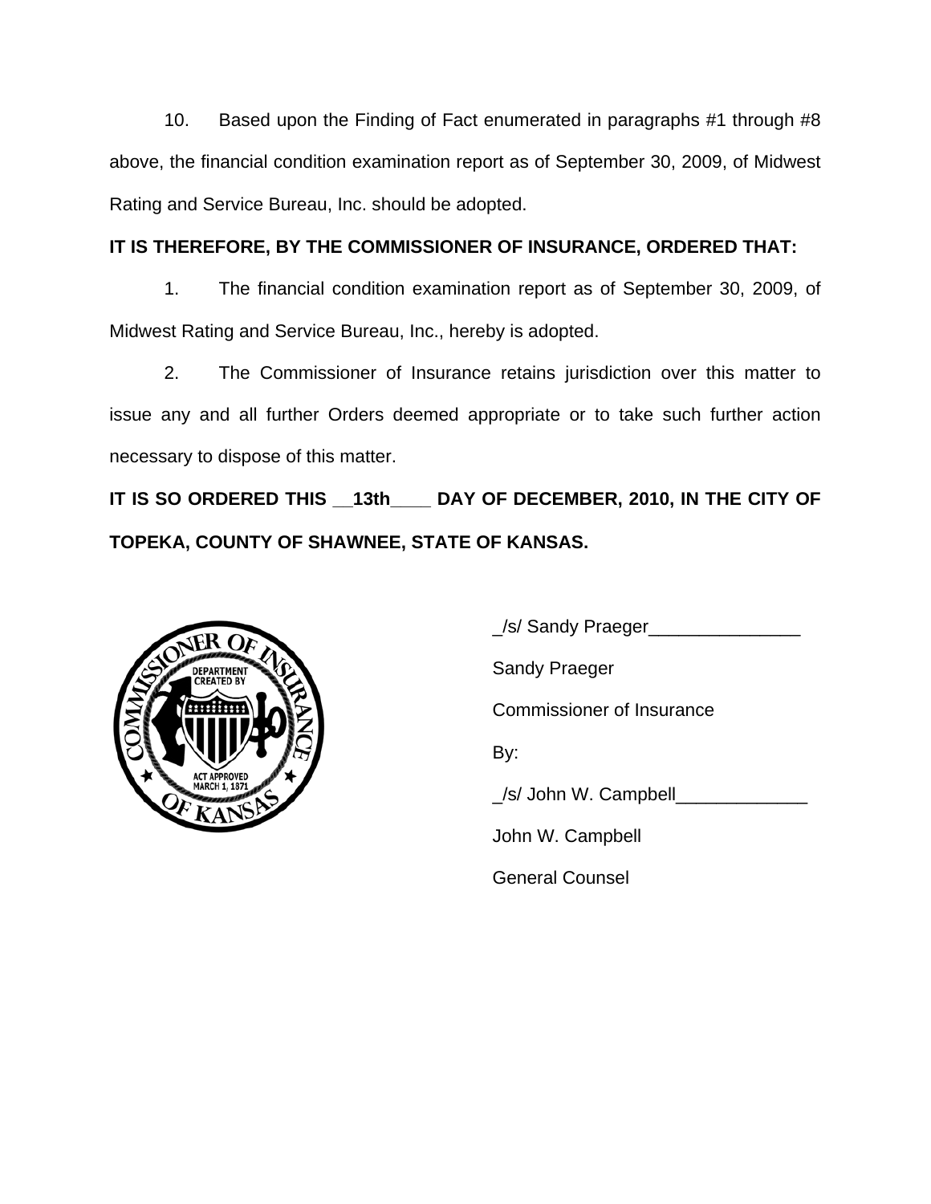10. Based upon the Finding of Fact enumerated in paragraphs #1 through #8 above, the financial condition examination report as of September 30, 2009, of Midwest Rating and Service Bureau, Inc. should be adopted.

**IT IS THEREFORE, BY THE COMMISSIONER OF INSURANCE, ORDERED THAT:**

1. The financial condition examination report as of September 30, 2009, of Midwest Rating and Service Bureau, Inc., hereby is adopted.

2. The Commissioner of Insurance retains jurisdiction over this matter to issue any and all further Orders deemed appropriate or to take such further action necessary to dispose of this matter.

**IT IS SO ORDERED THIS __13th____ DAY OF DECEMBER, 2010, IN THE CITY OF TOPEKA, COUNTY OF SHAWNEE, STATE OF KANSAS.**

_/s/ Sandy Praeger_______________

Sandy Praeger

Commissioner of Insurance

By:

_/s/ John W. Campbell_____________

John W. Campbell

General Counsel